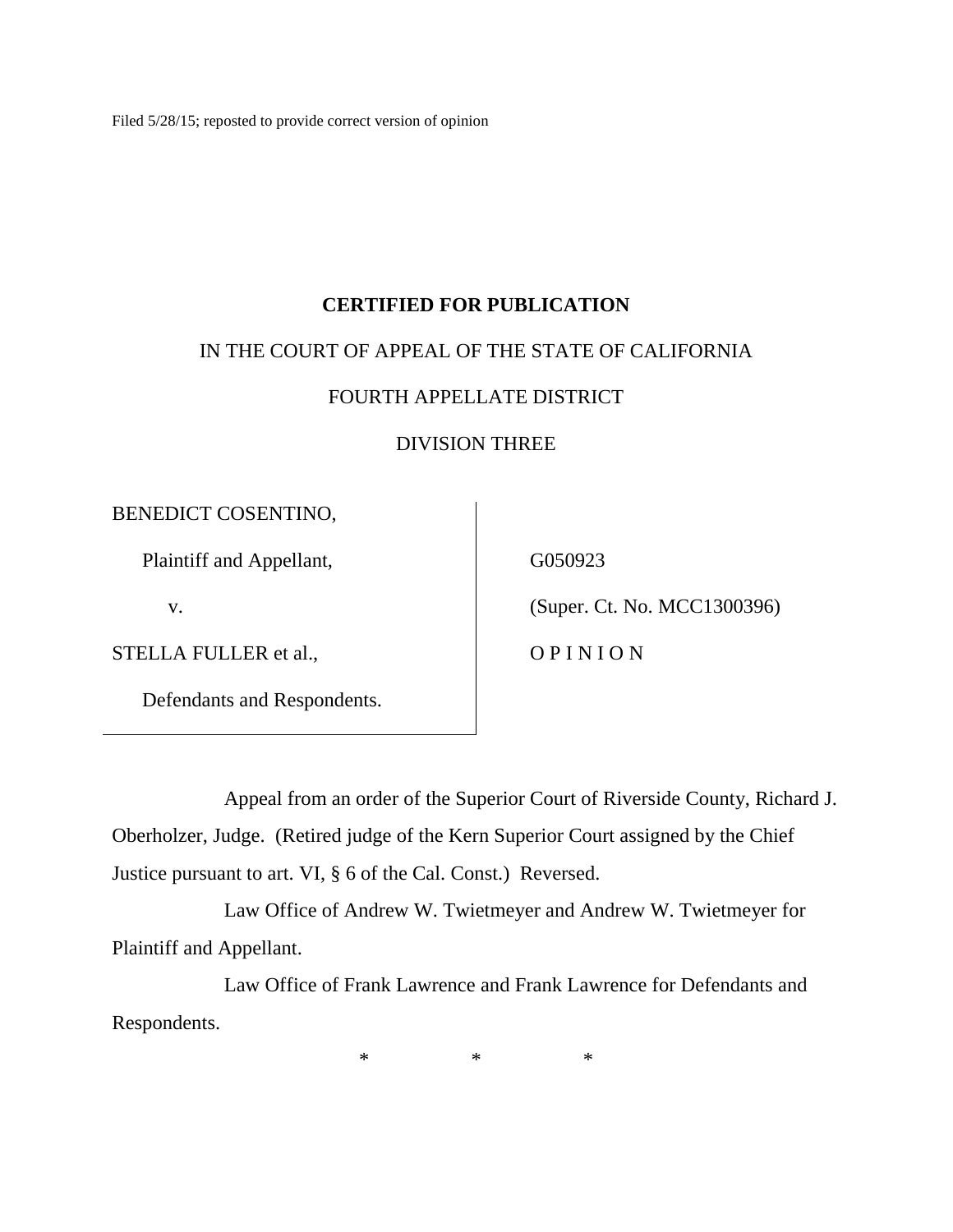Filed 5/28/15; reposted to provide correct version of opinion

**CERTIFIED FOR PUBLICATION**

IN THE COURT OF APPEAL OF THE STATE OF CALIFORNIA

FOURTH APPELLATE DISTRICT

DIVISION THREE

| | |
|---|---|
| BENEDICT COSENTINO,<br><br>Plaintiff and Appellant,<br><br>v.<br><br>STELLA FULLER et al.,<br><br>Defendants and Respondents. | G050923<br><br>(Super. Ct. No. MCC1300396)<br><br>O P I N I O N |

Appeal from an order of the Superior Court of Riverside County, Richard J. Oberholzer, Judge. (Retired judge of the Kern Superior Court assigned by the Chief Justice pursuant to art. VI, § 6 of the Cal. Const.) Reversed.

Law Office of Andrew W. Twietmeyer and Andrew W. Twietmeyer for Plaintiff and Appellant.

Law Office of Frank Lawrence and Frank Lawrence for Defendants and Respondents.

\* \* \*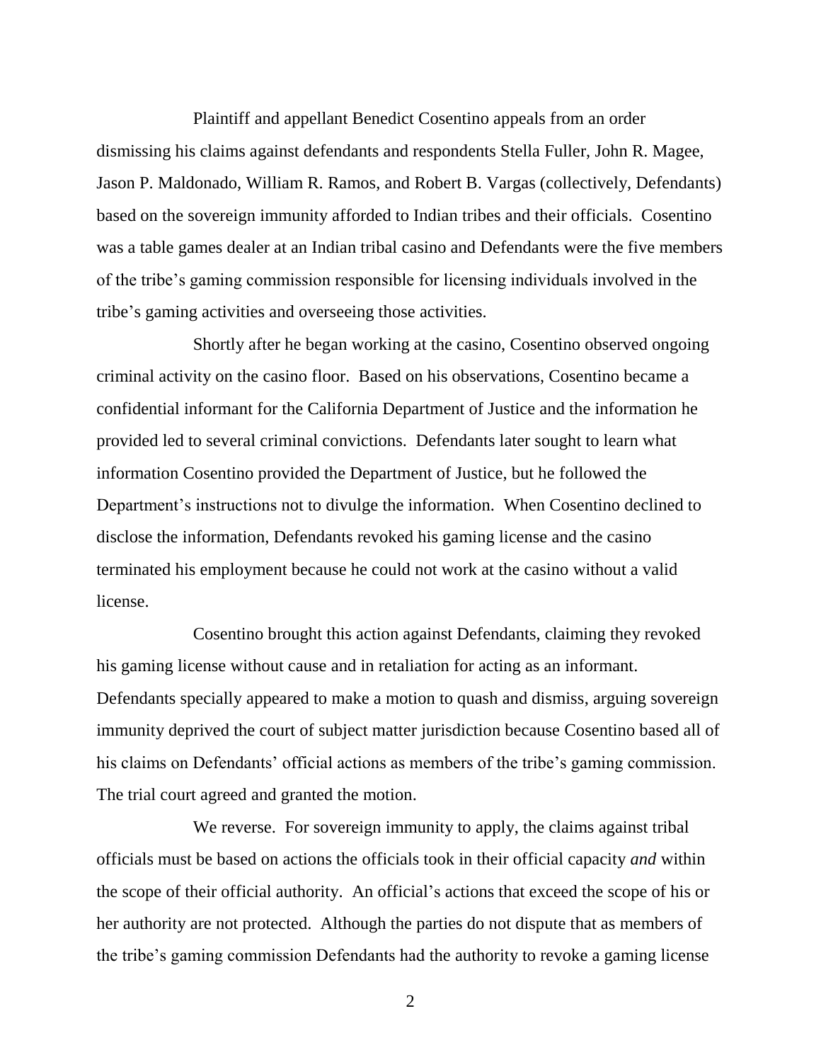Plaintiff and appellant Benedict Cosentino appeals from an order dismissing his claims against defendants and respondents Stella Fuller, John R. Magee, Jason P. Maldonado, William R. Ramos, and Robert B. Vargas (collectively, Defendants) based on the sovereign immunity afforded to Indian tribes and their officials. Cosentino was a table games dealer at an Indian tribal casino and Defendants were the five members of the tribe's gaming commission responsible for licensing individuals involved in the tribe's gaming activities and overseeing those activities.

Shortly after he began working at the casino, Cosentino observed ongoing criminal activity on the casino floor. Based on his observations, Cosentino became a confidential informant for the California Department of Justice and the information he provided led to several criminal convictions. Defendants later sought to learn what information Cosentino provided the Department of Justice, but he followed the Department's instructions not to divulge the information. When Cosentino declined to disclose the information, Defendants revoked his gaming license and the casino terminated his employment because he could not work at the casino without a valid license.

Cosentino brought this action against Defendants, claiming they revoked his gaming license without cause and in retaliation for acting as an informant. Defendants specially appeared to make a motion to quash and dismiss, arguing sovereign immunity deprived the court of subject matter jurisdiction because Cosentino based all of his claims on Defendants' official actions as members of the tribe's gaming commission. The trial court agreed and granted the motion.

We reverse. For sovereign immunity to apply, the claims against tribal officials must be based on actions the officials took in their official capacity *and* within the scope of their official authority. An official's actions that exceed the scope of his or her authority are not protected. Although the parties do not dispute that as members of the tribe's gaming commission Defendants had the authority to revoke a gaming license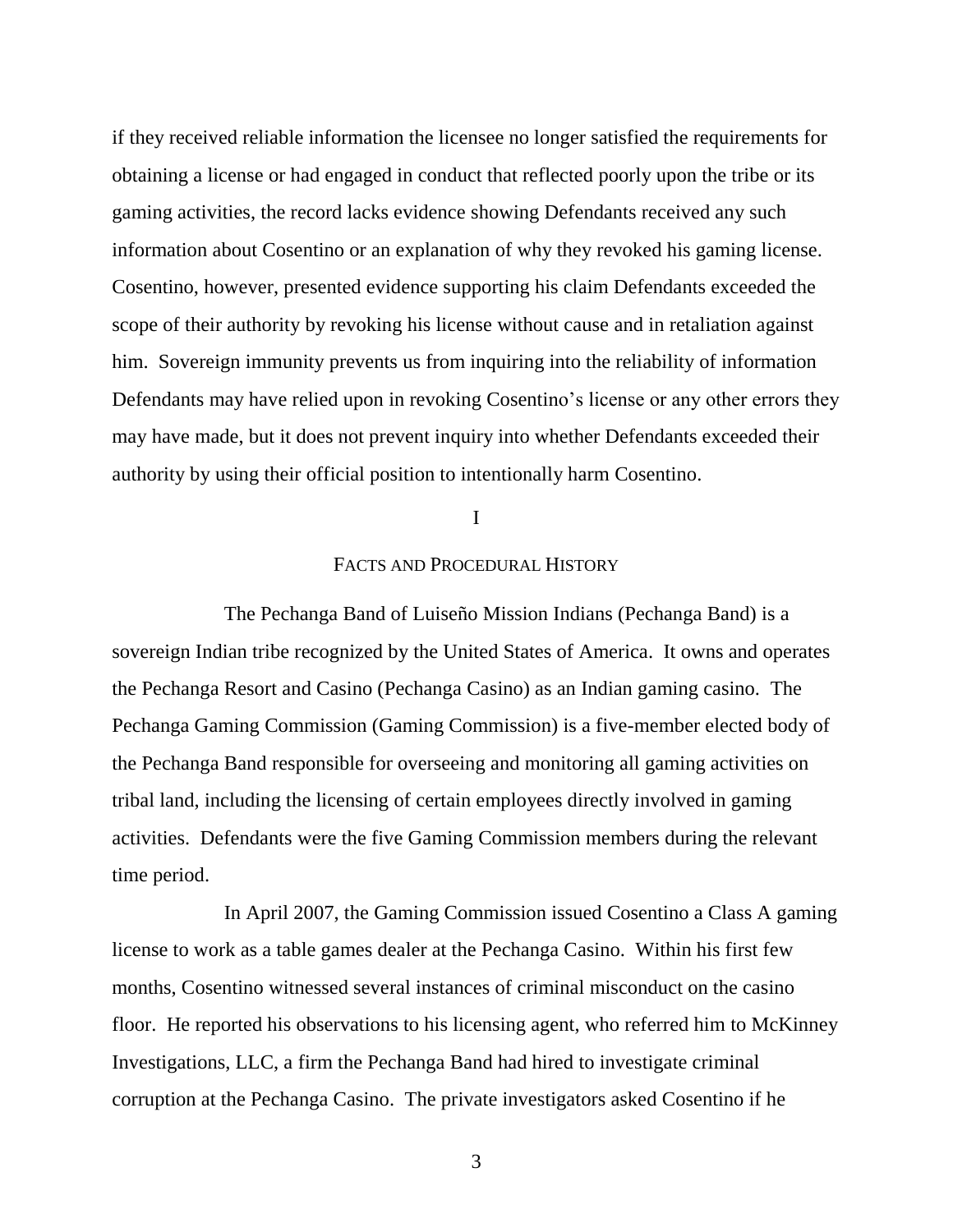if they received reliable information the licensee no longer satisfied the requirements for obtaining a license or had engaged in conduct that reflected poorly upon the tribe or its gaming activities, the record lacks evidence showing Defendants received any such information about Cosentino or an explanation of why they revoked his gaming license. Cosentino, however, presented evidence supporting his claim Defendants exceeded the scope of their authority by revoking his license without cause and in retaliation against him. Sovereign immunity prevents us from inquiring into the reliability of information Defendants may have relied upon in revoking Cosentino's license or any other errors they may have made, but it does not prevent inquiry into whether Defendants exceeded their authority by using their official position to intentionally harm Cosentino.

## I

## FACTS AND PROCEDURAL HISTORY

The Pechanga Band of Luiseño Mission Indians (Pechanga Band) is a sovereign Indian tribe recognized by the United States of America. It owns and operates the Pechanga Resort and Casino (Pechanga Casino) as an Indian gaming casino. The Pechanga Gaming Commission (Gaming Commission) is a five-member elected body of the Pechanga Band responsible for overseeing and monitoring all gaming activities on tribal land, including the licensing of certain employees directly involved in gaming activities. Defendants were the five Gaming Commission members during the relevant time period.

In April 2007, the Gaming Commission issued Cosentino a Class A gaming license to work as a table games dealer at the Pechanga Casino. Within his first few months, Cosentino witnessed several instances of criminal misconduct on the casino floor. He reported his observations to his licensing agent, who referred him to McKinney Investigations, LLC, a firm the Pechanga Band had hired to investigate criminal corruption at the Pechanga Casino. The private investigators asked Cosentino if he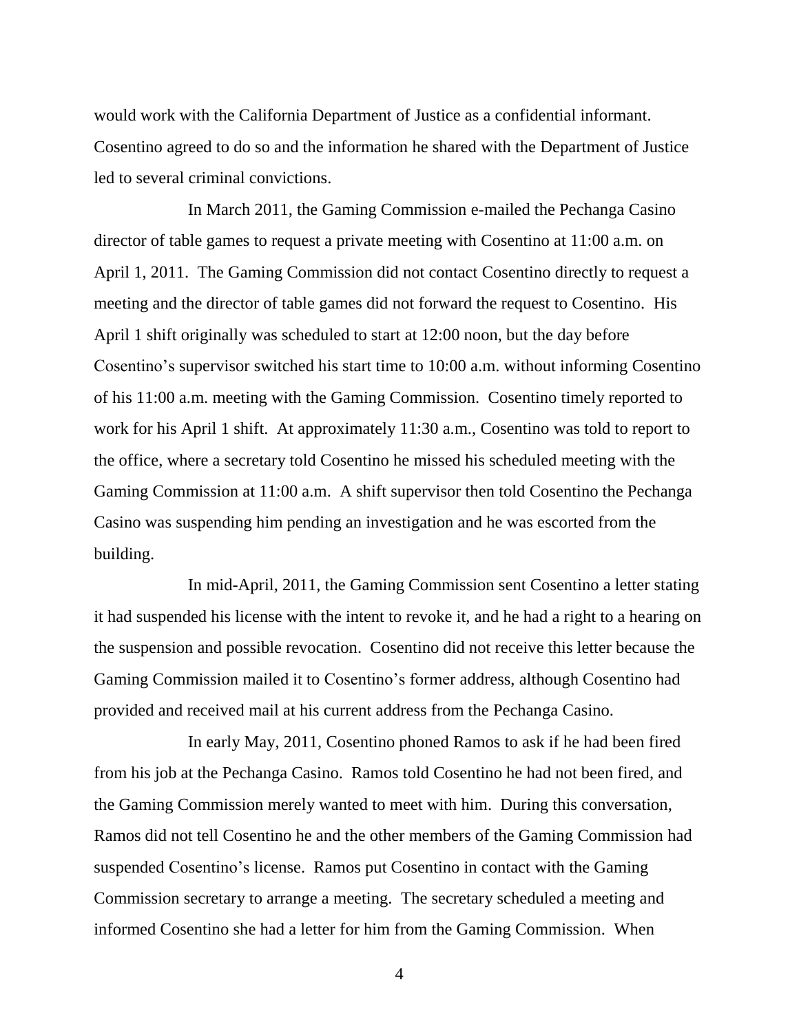would work with the California Department of Justice as a confidential informant. Cosentino agreed to do so and the information he shared with the Department of Justice led to several criminal convictions.

In March 2011, the Gaming Commission e-mailed the Pechanga Casino director of table games to request a private meeting with Cosentino at 11:00 a.m. on April 1, 2011. The Gaming Commission did not contact Cosentino directly to request a meeting and the director of table games did not forward the request to Cosentino. His April 1 shift originally was scheduled to start at 12:00 noon, but the day before Cosentino's supervisor switched his start time to 10:00 a.m. without informing Cosentino of his 11:00 a.m. meeting with the Gaming Commission. Cosentino timely reported to work for his April 1 shift. At approximately 11:30 a.m., Cosentino was told to report to the office, where a secretary told Cosentino he missed his scheduled meeting with the Gaming Commission at 11:00 a.m. A shift supervisor then told Cosentino the Pechanga Casino was suspending him pending an investigation and he was escorted from the building.

In mid-April, 2011, the Gaming Commission sent Cosentino a letter stating it had suspended his license with the intent to revoke it, and he had a right to a hearing on the suspension and possible revocation. Cosentino did not receive this letter because the Gaming Commission mailed it to Cosentino's former address, although Cosentino had provided and received mail at his current address from the Pechanga Casino.

In early May, 2011, Cosentino phoned Ramos to ask if he had been fired from his job at the Pechanga Casino. Ramos told Cosentino he had not been fired, and the Gaming Commission merely wanted to meet with him. During this conversation, Ramos did not tell Cosentino he and the other members of the Gaming Commission had suspended Cosentino's license. Ramos put Cosentino in contact with the Gaming Commission secretary to arrange a meeting. The secretary scheduled a meeting and informed Cosentino she had a letter for him from the Gaming Commission. When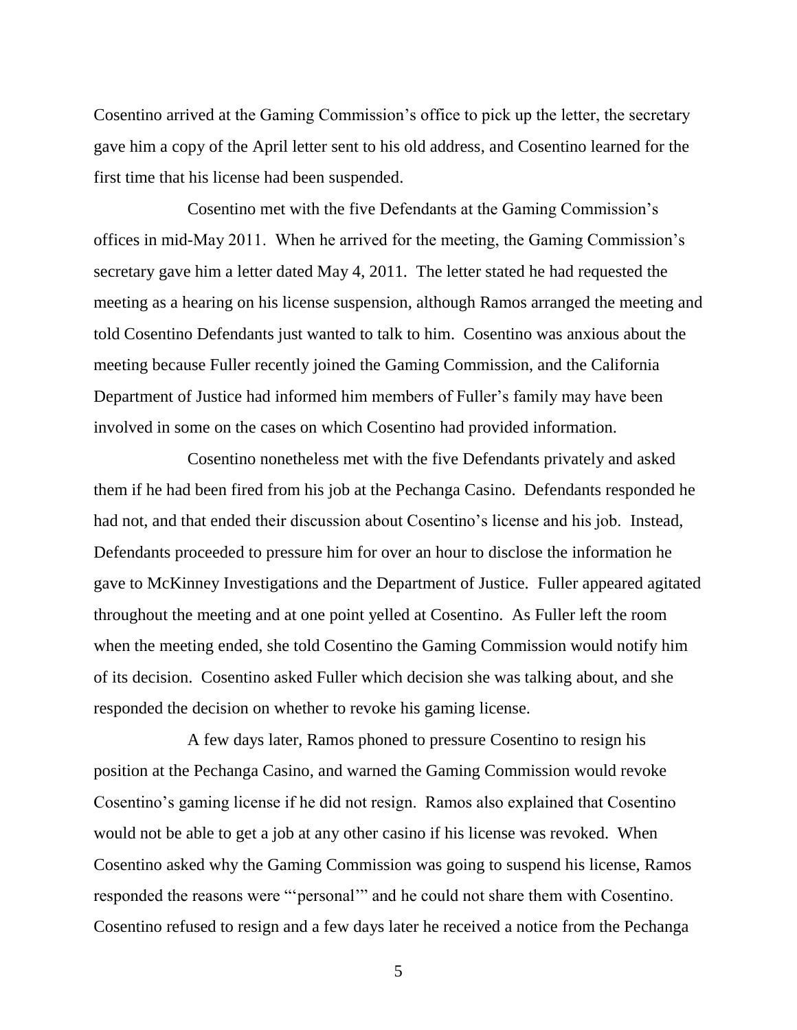Cosentino arrived at the Gaming Commission's office to pick up the letter, the secretary gave him a copy of the April letter sent to his old address, and Cosentino learned for the first time that his license had been suspended.

Cosentino met with the five Defendants at the Gaming Commission's offices in mid-May 2011. When he arrived for the meeting, the Gaming Commission's secretary gave him a letter dated May 4, 2011. The letter stated he had requested the meeting as a hearing on his license suspension, although Ramos arranged the meeting and told Cosentino Defendants just wanted to talk to him. Cosentino was anxious about the meeting because Fuller recently joined the Gaming Commission, and the California Department of Justice had informed him members of Fuller's family may have been involved in some on the cases on which Cosentino had provided information.

Cosentino nonetheless met with the five Defendants privately and asked them if he had been fired from his job at the Pechanga Casino. Defendants responded he had not, and that ended their discussion about Cosentino's license and his job. Instead, Defendants proceeded to pressure him for over an hour to disclose the information he gave to McKinney Investigations and the Department of Justice. Fuller appeared agitated throughout the meeting and at one point yelled at Cosentino. As Fuller left the room when the meeting ended, she told Cosentino the Gaming Commission would notify him of its decision. Cosentino asked Fuller which decision she was talking about, and she responded the decision on whether to revoke his gaming license.

A few days later, Ramos phoned to pressure Cosentino to resign his position at the Pechanga Casino, and warned the Gaming Commission would revoke Cosentino's gaming license if he did not resign. Ramos also explained that Cosentino would not be able to get a job at any other casino if his license was revoked. When Cosentino asked why the Gaming Commission was going to suspend his license, Ramos responded the reasons were "'personal'" and he could not share them with Cosentino. Cosentino refused to resign and a few days later he received a notice from the Pechanga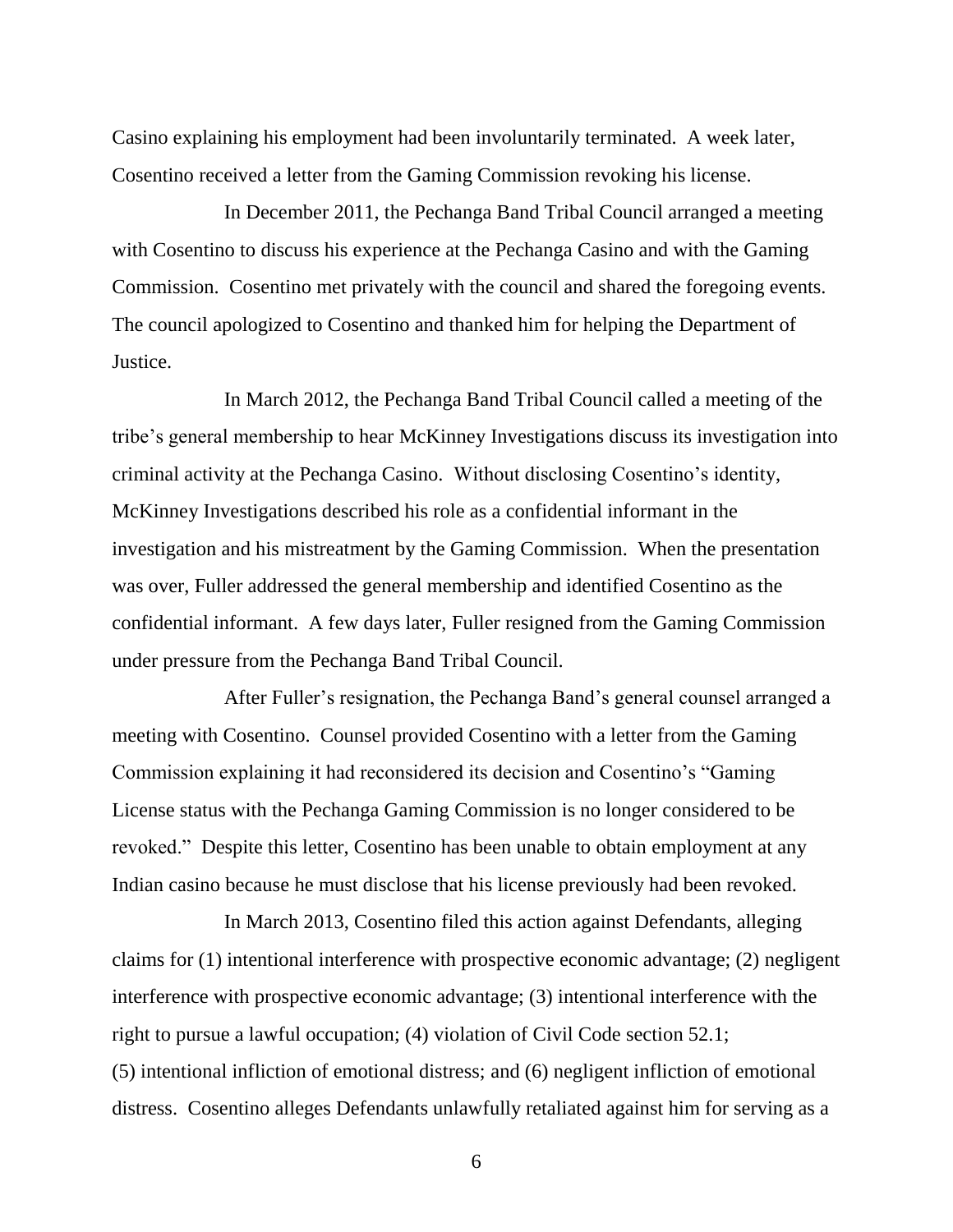Casino explaining his employment had been involuntarily terminated. A week later, Cosentino received a letter from the Gaming Commission revoking his license.

In December 2011, the Pechanga Band Tribal Council arranged a meeting with Cosentino to discuss his experience at the Pechanga Casino and with the Gaming Commission. Cosentino met privately with the council and shared the foregoing events. The council apologized to Cosentino and thanked him for helping the Department of Justice.

In March 2012, the Pechanga Band Tribal Council called a meeting of the tribe's general membership to hear McKinney Investigations discuss its investigation into criminal activity at the Pechanga Casino. Without disclosing Cosentino's identity, McKinney Investigations described his role as a confidential informant in the investigation and his mistreatment by the Gaming Commission. When the presentation was over, Fuller addressed the general membership and identified Cosentino as the confidential informant. A few days later, Fuller resigned from the Gaming Commission under pressure from the Pechanga Band Tribal Council.

After Fuller's resignation, the Pechanga Band's general counsel arranged a meeting with Cosentino. Counsel provided Cosentino with a letter from the Gaming Commission explaining it had reconsidered its decision and Cosentino's "Gaming License status with the Pechanga Gaming Commission is no longer considered to be revoked." Despite this letter, Cosentino has been unable to obtain employment at any Indian casino because he must disclose that his license previously had been revoked.

In March 2013, Cosentino filed this action against Defendants, alleging claims for (1) intentional interference with prospective economic advantage; (2) negligent interference with prospective economic advantage; (3) intentional interference with the right to pursue a lawful occupation; (4) violation of Civil Code section 52.1; (5) intentional infliction of emotional distress; and (6) negligent infliction of emotional distress. Cosentino alleges Defendants unlawfully retaliated against him for serving as a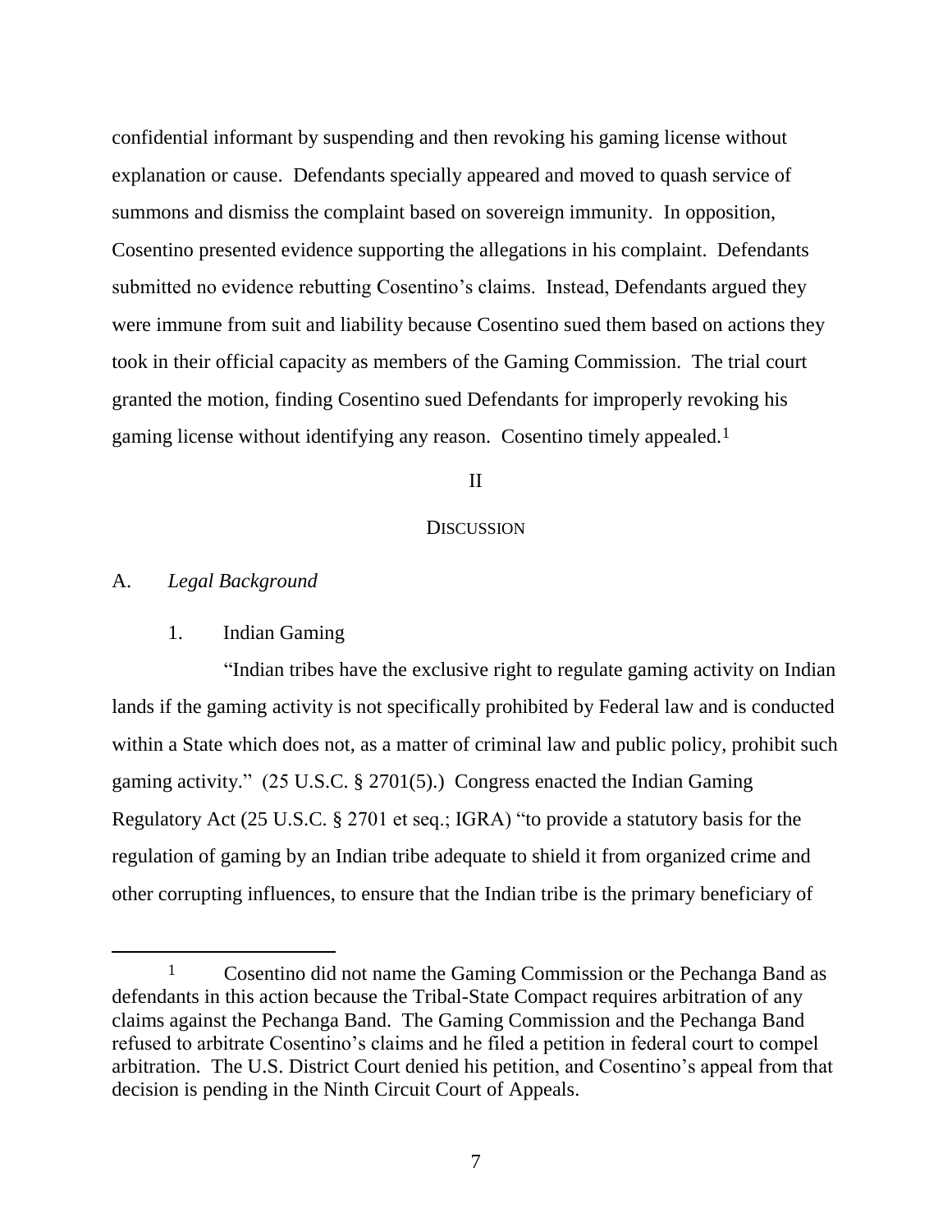confidential informant by suspending and then revoking his gaming license without explanation or cause. Defendants specially appeared and moved to quash service of summons and dismiss the complaint based on sovereign immunity. In opposition, Cosentino presented evidence supporting the allegations in his complaint. Defendants submitted no evidence rebutting Cosentino's claims. Instead, Defendants argued they were immune from suit and liability because Cosentino sued them based on actions they took in their official capacity as members of the Gaming Commission. The trial court granted the motion, finding Cosentino sued Defendants for improperly revoking his gaming license without identifying any reason. Cosentino timely appealed.[1]

## II

## DISCUSSION

### A. *Legal Background*

#### 1. Indian Gaming

"Indian tribes have the exclusive right to regulate gaming activity on Indian lands if the gaming activity is not specifically prohibited by Federal law and is conducted within a State which does not, as a matter of criminal law and public policy, prohibit such gaming activity." (25 U.S.C. § 2701(5).) Congress enacted the Indian Gaming Regulatory Act (25 U.S.C. § 2701 et seq.; IGRA) "to provide a statutory basis for the regulation of gaming by an Indian tribe adequate to shield it from organized crime and other corrupting influences, to ensure that the Indian tribe is the primary beneficiary of

---

[1] Cosentino did not name the Gaming Commission or the Pechanga Band as defendants in this action because the Tribal-State Compact requires arbitration of any claims against the Pechanga Band. The Gaming Commission and the Pechanga Band refused to arbitrate Cosentino's claims and he filed a petition in federal court to compel arbitration. The U.S. District Court denied his petition, and Cosentino's appeal from that decision is pending in the Ninth Circuit Court of Appeals.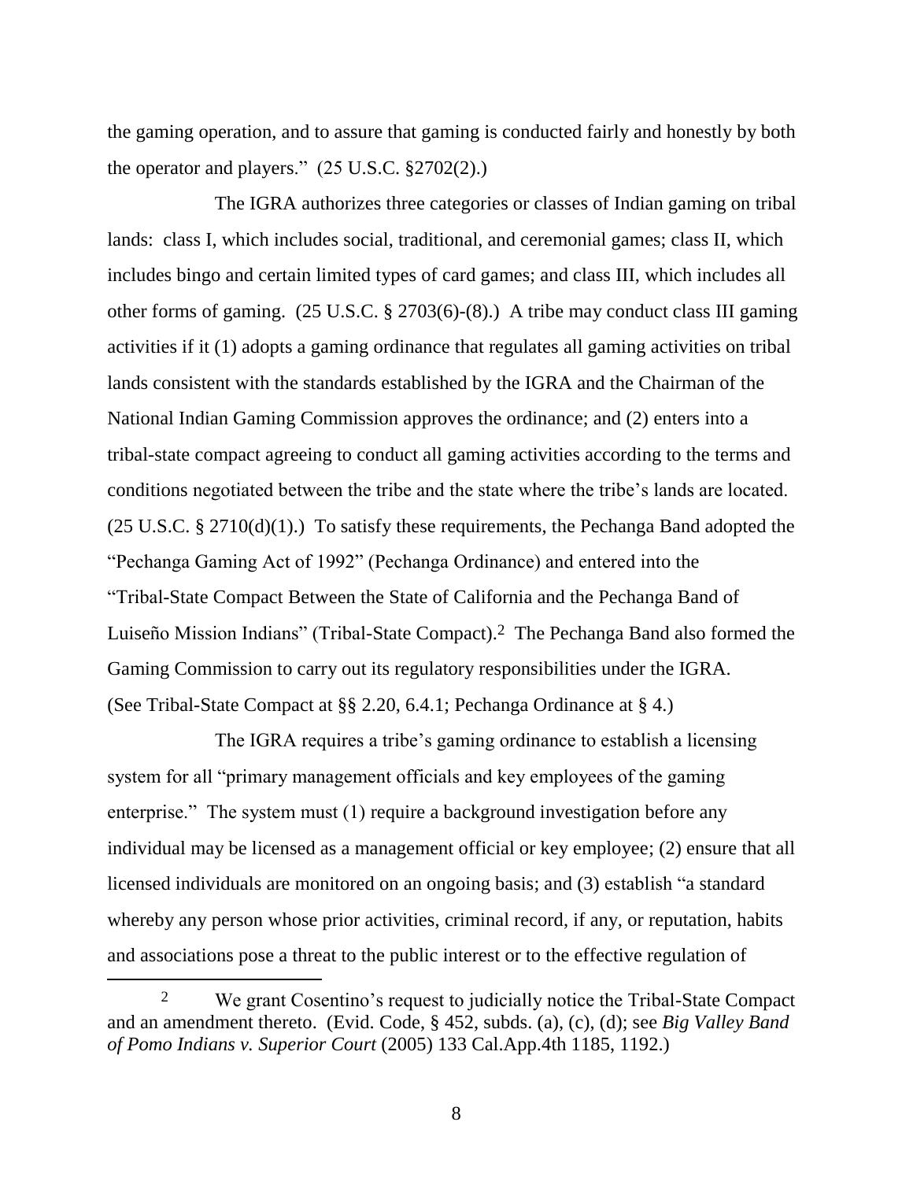the gaming operation, and to assure that gaming is conducted fairly and honestly by both the operator and players." (25 U.S.C. §2702(2).)

The IGRA authorizes three categories or classes of Indian gaming on tribal lands: class I, which includes social, traditional, and ceremonial games; class II, which includes bingo and certain limited types of card games; and class III, which includes all other forms of gaming. (25 U.S.C. § 2703(6)-(8).) A tribe may conduct class III gaming activities if it (1) adopts a gaming ordinance that regulates all gaming activities on tribal lands consistent with the standards established by the IGRA and the Chairman of the National Indian Gaming Commission approves the ordinance; and (2) enters into a tribal-state compact agreeing to conduct all gaming activities according to the terms and conditions negotiated between the tribe and the state where the tribe's lands are located. (25 U.S.C. § 2710(d)(1).) To satisfy these requirements, the Pechanga Band adopted the "Pechanga Gaming Act of 1992" (Pechanga Ordinance) and entered into the "Tribal-State Compact Between the State of California and the Pechanga Band of Luiseño Mission Indians" (Tribal-State Compact).[2] The Pechanga Band also formed the Gaming Commission to carry out its regulatory responsibilities under the IGRA. (See Tribal-State Compact at §§ 2.20, 6.4.1; Pechanga Ordinance at § 4.)

The IGRA requires a tribe's gaming ordinance to establish a licensing system for all "primary management officials and key employees of the gaming enterprise." The system must (1) require a background investigation before any individual may be licensed as a management official or key employee; (2) ensure that all licensed individuals are monitored on an ongoing basis; and (3) establish "a standard whereby any person whose prior activities, criminal record, if any, or reputation, habits and associations pose a threat to the public interest or to the effective regulation of

[2] We grant Cosentino's request to judicially notice the Tribal-State Compact and an amendment thereto. (Evid. Code, § 452, subds. (a), (c), (d); see *Big Valley Band of Pomo Indians v. Superior Court* (2005) 133 Cal.App.4th 1185, 1192.)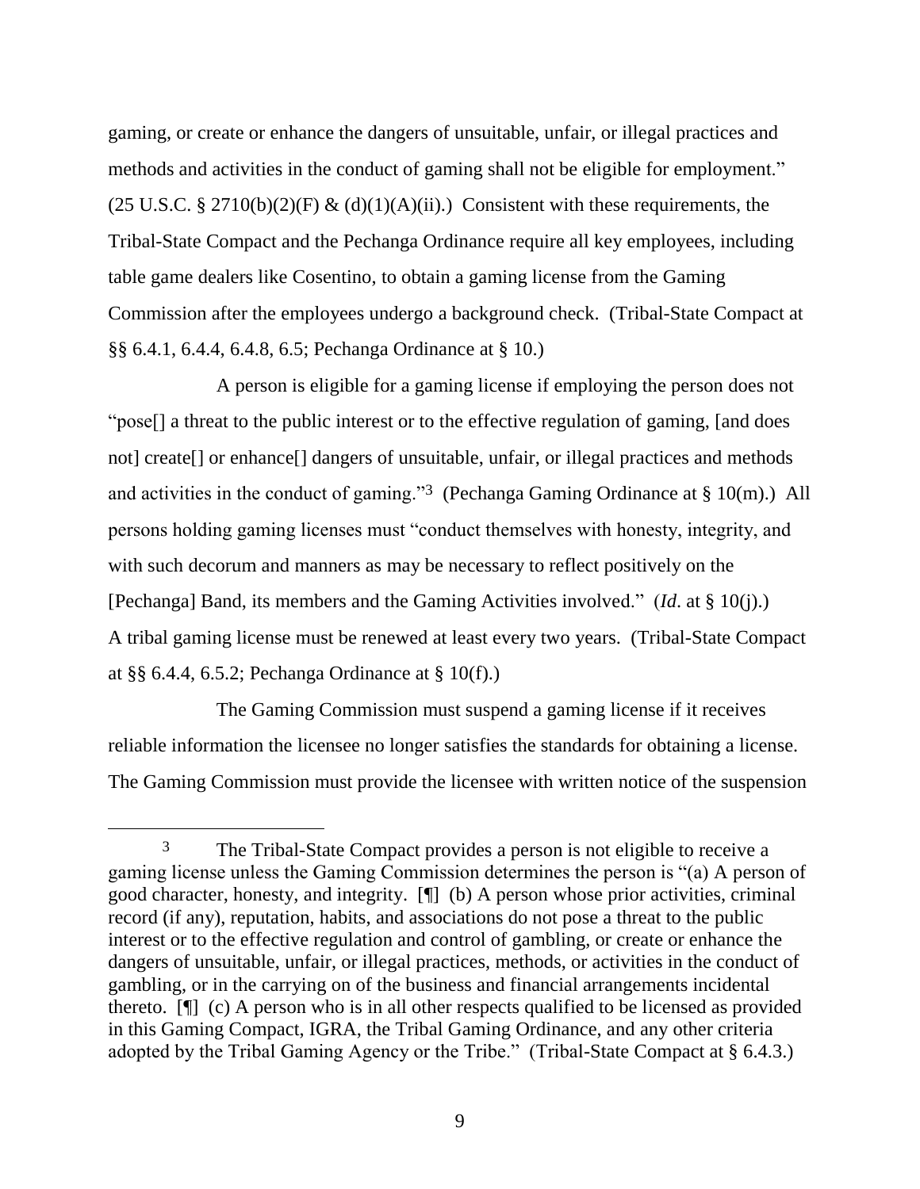gaming, or create or enhance the dangers of unsuitable, unfair, or illegal practices and methods and activities in the conduct of gaming shall not be eligible for employment." (25 U.S.C. § 2710(b)(2)(F) & (d)(1)(A)(ii).) Consistent with these requirements, the Tribal-State Compact and the Pechanga Ordinance require all key employees, including table game dealers like Cosentino, to obtain a gaming license from the Gaming Commission after the employees undergo a background check. (Tribal-State Compact at §§ 6.4.1, 6.4.4, 6.4.8, 6.5; Pechanga Ordinance at § 10.)

A person is eligible for a gaming license if employing the person does not "pose[] a threat to the public interest or to the effective regulation of gaming, [and does not] create[] or enhance[] dangers of unsuitable, unfair, or illegal practices and methods and activities in the conduct of gaming."[3] (Pechanga Gaming Ordinance at § 10(m).) All persons holding gaming licenses must "conduct themselves with honesty, integrity, and with such decorum and manners as may be necessary to reflect positively on the [Pechanga] Band, its members and the Gaming Activities involved." (*Id*. at § 10(j).) A tribal gaming license must be renewed at least every two years. (Tribal-State Compact at §§ 6.4.4, 6.5.2; Pechanga Ordinance at § 10(f).)

The Gaming Commission must suspend a gaming license if it receives reliable information the licensee no longer satisfies the standards for obtaining a license. The Gaming Commission must provide the licensee with written notice of the suspension

---

[3] The Tribal-State Compact provides a person is not eligible to receive a gaming license unless the Gaming Commission determines the person is "(a) A person of good character, honesty, and integrity. [¶] (b) A person whose prior activities, criminal record (if any), reputation, habits, and associations do not pose a threat to the public interest or to the effective regulation and control of gambling, or create or enhance the dangers of unsuitable, unfair, or illegal practices, methods, or activities in the conduct of gambling, or in the carrying on of the business and financial arrangements incidental thereto. [¶] (c) A person who is in all other respects qualified to be licensed as provided in this Gaming Compact, IGRA, the Tribal Gaming Ordinance, and any other criteria adopted by the Tribal Gaming Agency or the Tribe." (Tribal-State Compact at § 6.4.3.)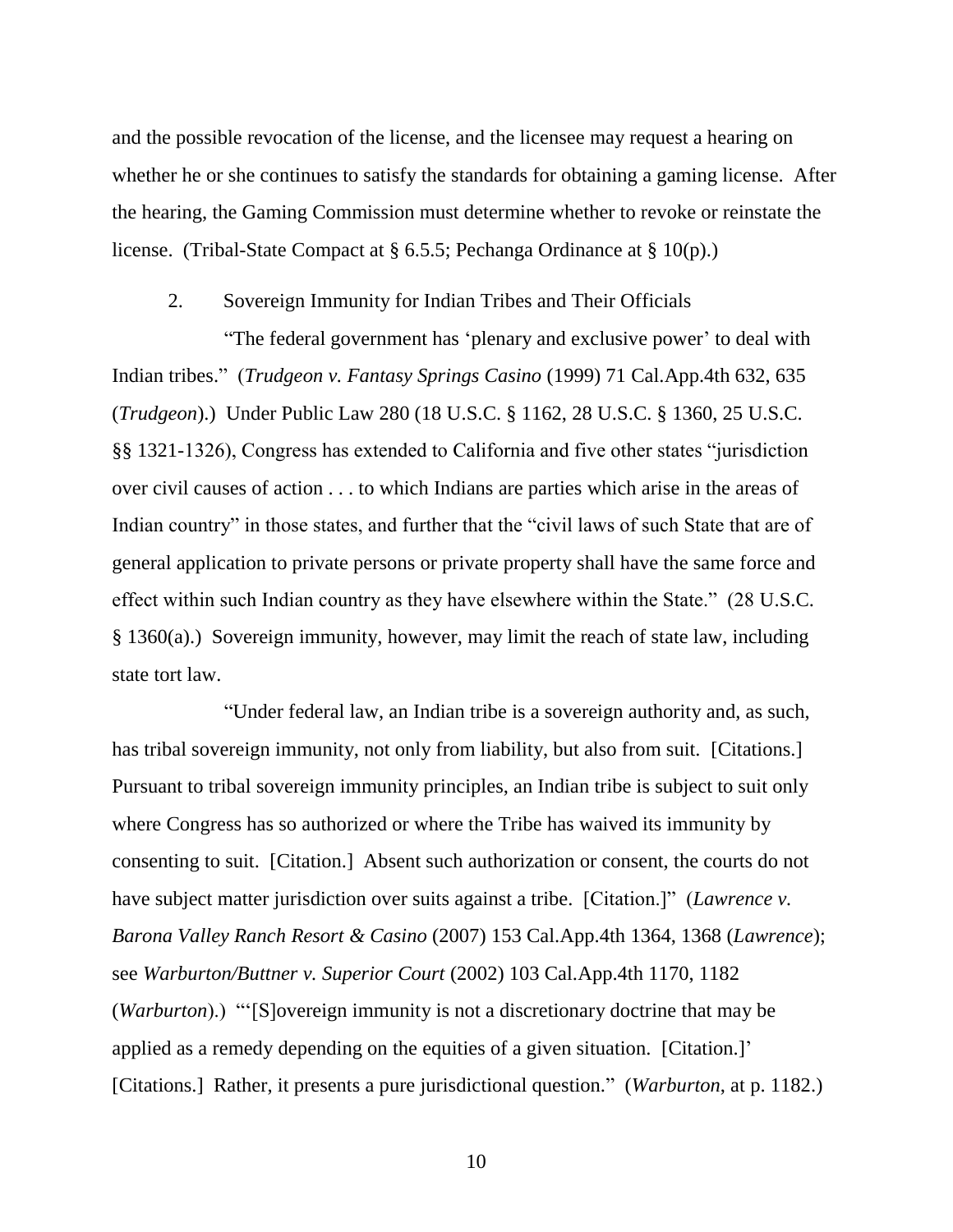and the possible revocation of the license, and the licensee may request a hearing on whether he or she continues to satisfy the standards for obtaining a gaming license. After the hearing, the Gaming Commission must determine whether to revoke or reinstate the license. (Tribal-State Compact at § 6.5.5; Pechanga Ordinance at § 10(p).)

2. Sovereign Immunity for Indian Tribes and Their Officials

"The federal government has 'plenary and exclusive power' to deal with Indian tribes." (*Trudgeon v. Fantasy Springs Casino* (1999) 71 Cal.App.4th 632, 635 (*Trudgeon*).) Under Public Law 280 (18 U.S.C. § 1162, 28 U.S.C. § 1360, 25 U.S.C. §§ 1321-1326), Congress has extended to California and five other states "jurisdiction over civil causes of action . . . to which Indians are parties which arise in the areas of Indian country" in those states, and further that the "civil laws of such State that are of general application to private persons or private property shall have the same force and effect within such Indian country as they have elsewhere within the State." (28 U.S.C. § 1360(a).) Sovereign immunity, however, may limit the reach of state law, including state tort law.

"Under federal law, an Indian tribe is a sovereign authority and, as such, has tribal sovereign immunity, not only from liability, but also from suit. [Citations.] Pursuant to tribal sovereign immunity principles, an Indian tribe is subject to suit only where Congress has so authorized or where the Tribe has waived its immunity by consenting to suit. [Citation.] Absent such authorization or consent, the courts do not have subject matter jurisdiction over suits against a tribe. [Citation.]" (*Lawrence v. Barona Valley Ranch Resort & Casino* (2007) 153 Cal.App.4th 1364, 1368 (*Lawrence*); see *Warburton/Buttner v. Superior Court* (2002) 103 Cal.App.4th 1170, 1182 (*Warburton*).) "'[S]overeign immunity is not a discretionary doctrine that may be applied as a remedy depending on the equities of a given situation. [Citation.]' [Citations.] Rather, it presents a pure jurisdictional question." (*Warburton*, at p. 1182.)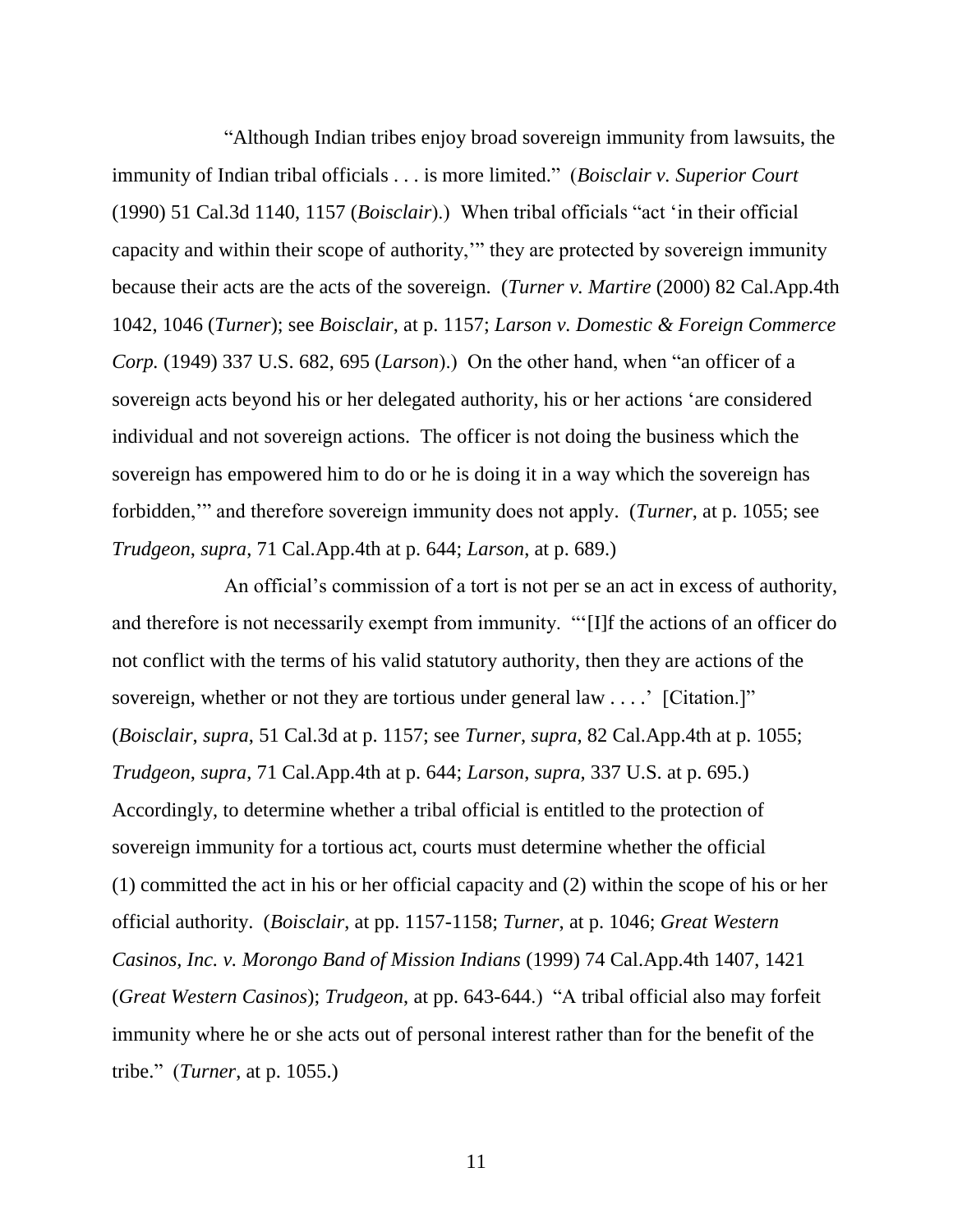"Although Indian tribes enjoy broad sovereign immunity from lawsuits, the immunity of Indian tribal officials . . . is more limited." (*Boisclair v. Superior Court* (1990) 51 Cal.3d 1140, 1157 (*Boisclair*).) When tribal officials "act 'in their official capacity and within their scope of authority,'" they are protected by sovereign immunity because their acts are the acts of the sovereign. (*Turner v. Martire* (2000) 82 Cal.App.4th 1042, 1046 (*Turner*); see *Boisclair*, at p. 1157; *Larson v. Domestic & Foreign Commerce Corp.* (1949) 337 U.S. 682, 695 (*Larson*).) On the other hand, when "an officer of a sovereign acts beyond his or her delegated authority, his or her actions 'are considered individual and not sovereign actions. The officer is not doing the business which the sovereign has empowered him to do or he is doing it in a way which the sovereign has forbidden,'" and therefore sovereign immunity does not apply. (*Turner*, at p. 1055; see *Trudgeon*, *supra*, 71 Cal.App.4th at p. 644; *Larson*, at p. 689.)

An official's commission of a tort is not per se an act in excess of authority, and therefore is not necessarily exempt from immunity. "'[I]f the actions of an officer do not conflict with the terms of his valid statutory authority, then they are actions of the sovereign, whether or not they are tortious under general law . . . .' [Citation.]" (*Boisclair*, *supra*, 51 Cal.3d at p. 1157; see *Turner*, *supra*, 82 Cal.App.4th at p. 1055; *Trudgeon*, *supra*, 71 Cal.App.4th at p. 644; *Larson*, *supra*, 337 U.S. at p. 695.) Accordingly, to determine whether a tribal official is entitled to the protection of sovereign immunity for a tortious act, courts must determine whether the official (1) committed the act in his or her official capacity and (2) within the scope of his or her official authority. (*Boisclair*, at pp. 1157-1158; *Turner*, at p. 1046; *Great Western Casinos, Inc. v. Morongo Band of Mission Indians* (1999) 74 Cal.App.4th 1407, 1421 (*Great Western Casinos*); *Trudgeon*, at pp. 643-644.) "A tribal official also may forfeit immunity where he or she acts out of personal interest rather than for the benefit of the tribe." (*Turner*, at p. 1055.)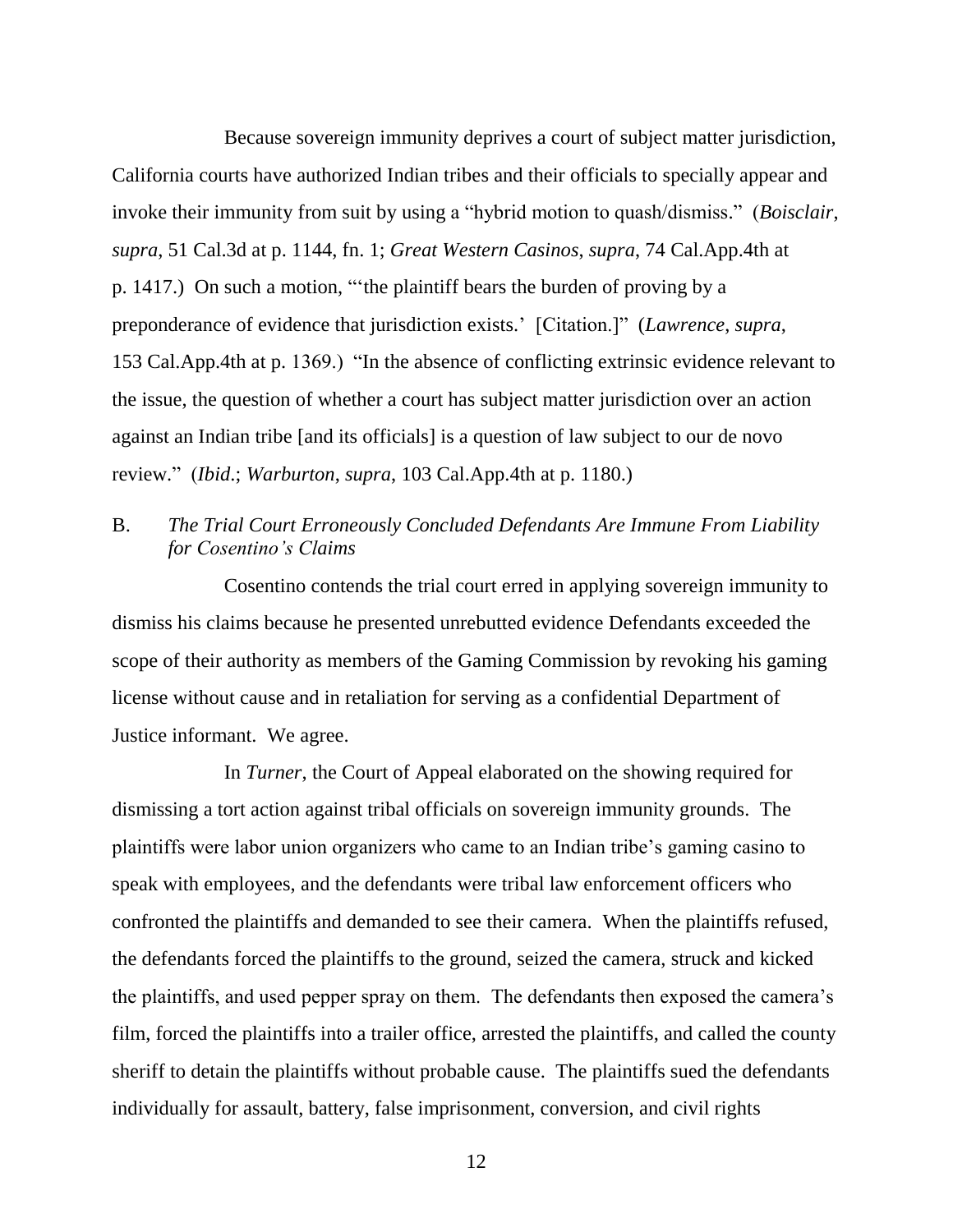Because sovereign immunity deprives a court of subject matter jurisdiction, California courts have authorized Indian tribes and their officials to specially appear and invoke their immunity from suit by using a "hybrid motion to quash/dismiss." (*Boisclair*, *supra*, 51 Cal.3d at p. 1144, fn. 1; *Great Western Casinos*, *supra*, 74 Cal.App.4th at p. 1417.) On such a motion, "'the plaintiff bears the burden of proving by a preponderance of evidence that jurisdiction exists.' [Citation.]" (*Lawrence*, *supra*, 153 Cal.App.4th at p. 1369.) "In the absence of conflicting extrinsic evidence relevant to the issue, the question of whether a court has subject matter jurisdiction over an action against an Indian tribe [and its officials] is a question of law subject to our de novo review." (*Ibid*.; *Warburton*, *supra*, 103 Cal.App.4th at p. 1180.)

B. *The Trial Court Erroneously Concluded Defendants Are Immune From Liability for Cosentino's Claims*

Cosentino contends the trial court erred in applying sovereign immunity to dismiss his claims because he presented unrebutted evidence Defendants exceeded the scope of their authority as members of the Gaming Commission by revoking his gaming license without cause and in retaliation for serving as a confidential Department of Justice informant. We agree.

In *Turner*, the Court of Appeal elaborated on the showing required for dismissing a tort action against tribal officials on sovereign immunity grounds. The plaintiffs were labor union organizers who came to an Indian tribe's gaming casino to speak with employees, and the defendants were tribal law enforcement officers who confronted the plaintiffs and demanded to see their camera. When the plaintiffs refused, the defendants forced the plaintiffs to the ground, seized the camera, struck and kicked the plaintiffs, and used pepper spray on them. The defendants then exposed the camera's film, forced the plaintiffs into a trailer office, arrested the plaintiffs, and called the county sheriff to detain the plaintiffs without probable cause. The plaintiffs sued the defendants individually for assault, battery, false imprisonment, conversion, and civil rights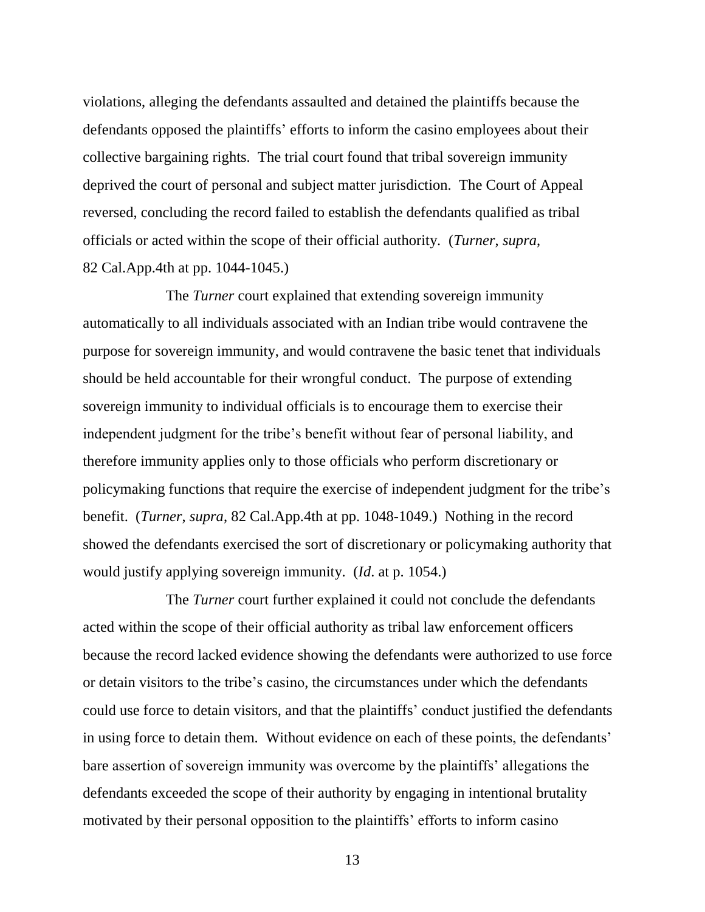violations, alleging the defendants assaulted and detained the plaintiffs because the defendants opposed the plaintiffs' efforts to inform the casino employees about their collective bargaining rights. The trial court found that tribal sovereign immunity deprived the court of personal and subject matter jurisdiction. The Court of Appeal reversed, concluding the record failed to establish the defendants qualified as tribal officials or acted within the scope of their official authority. (*Turner*, *supra*, 82 Cal.App.4th at pp. 1044-1045.)

The *Turner* court explained that extending sovereign immunity automatically to all individuals associated with an Indian tribe would contravene the purpose for sovereign immunity, and would contravene the basic tenet that individuals should be held accountable for their wrongful conduct. The purpose of extending sovereign immunity to individual officials is to encourage them to exercise their independent judgment for the tribe's benefit without fear of personal liability, and therefore immunity applies only to those officials who perform discretionary or policymaking functions that require the exercise of independent judgment for the tribe's benefit. (*Turner*, *supra*, 82 Cal.App.4th at pp. 1048-1049.) Nothing in the record showed the defendants exercised the sort of discretionary or policymaking authority that would justify applying sovereign immunity. (*Id*. at p. 1054.)

The *Turner* court further explained it could not conclude the defendants acted within the scope of their official authority as tribal law enforcement officers because the record lacked evidence showing the defendants were authorized to use force or detain visitors to the tribe's casino, the circumstances under which the defendants could use force to detain visitors, and that the plaintiffs' conduct justified the defendants in using force to detain them. Without evidence on each of these points, the defendants' bare assertion of sovereign immunity was overcome by the plaintiffs' allegations the defendants exceeded the scope of their authority by engaging in intentional brutality motivated by their personal opposition to the plaintiffs' efforts to inform casino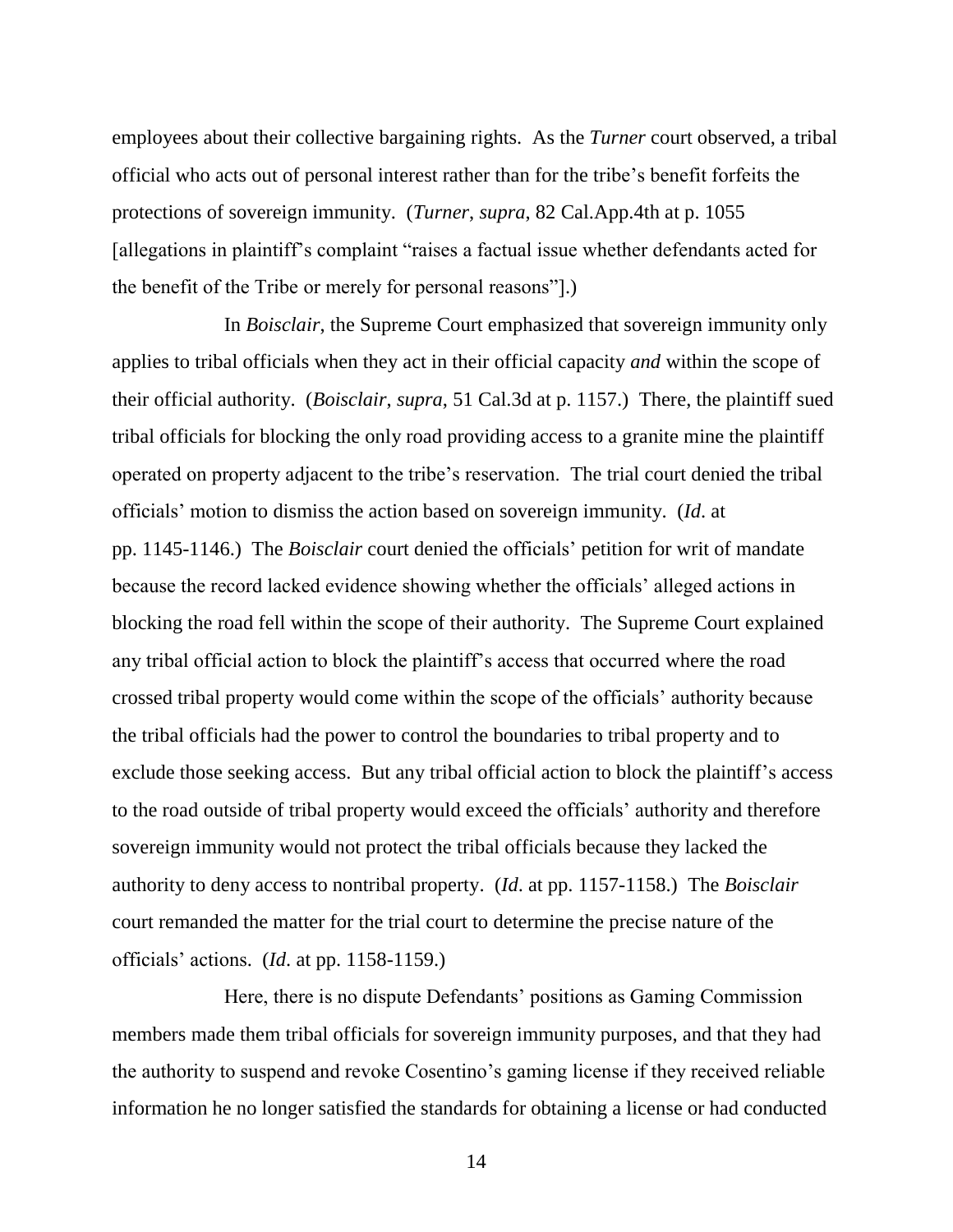employees about their collective bargaining rights. As the *Turner* court observed, a tribal official who acts out of personal interest rather than for the tribe's benefit forfeits the protections of sovereign immunity. (*Turner*, *supra*, 82 Cal.App.4th at p. 1055 [allegations in plaintiff's complaint "raises a factual issue whether defendants acted for the benefit of the Tribe or merely for personal reasons"].)

In *Boisclair*, the Supreme Court emphasized that sovereign immunity only applies to tribal officials when they act in their official capacity *and* within the scope of their official authority. (*Boisclair*, *supra*, 51 Cal.3d at p. 1157.) There, the plaintiff sued tribal officials for blocking the only road providing access to a granite mine the plaintiff operated on property adjacent to the tribe's reservation. The trial court denied the tribal officials' motion to dismiss the action based on sovereign immunity. (*Id*. at pp. 1145-1146.) The *Boisclair* court denied the officials' petition for writ of mandate because the record lacked evidence showing whether the officials' alleged actions in blocking the road fell within the scope of their authority. The Supreme Court explained any tribal official action to block the plaintiff's access that occurred where the road crossed tribal property would come within the scope of the officials' authority because the tribal officials had the power to control the boundaries to tribal property and to exclude those seeking access. But any tribal official action to block the plaintiff's access to the road outside of tribal property would exceed the officials' authority and therefore sovereign immunity would not protect the tribal officials because they lacked the authority to deny access to nontribal property. (*Id*. at pp. 1157-1158.) The *Boisclair* court remanded the matter for the trial court to determine the precise nature of the officials' actions. (*Id*. at pp. 1158-1159.)

Here, there is no dispute Defendants' positions as Gaming Commission members made them tribal officials for sovereign immunity purposes, and that they had the authority to suspend and revoke Cosentino's gaming license if they received reliable information he no longer satisfied the standards for obtaining a license or had conducted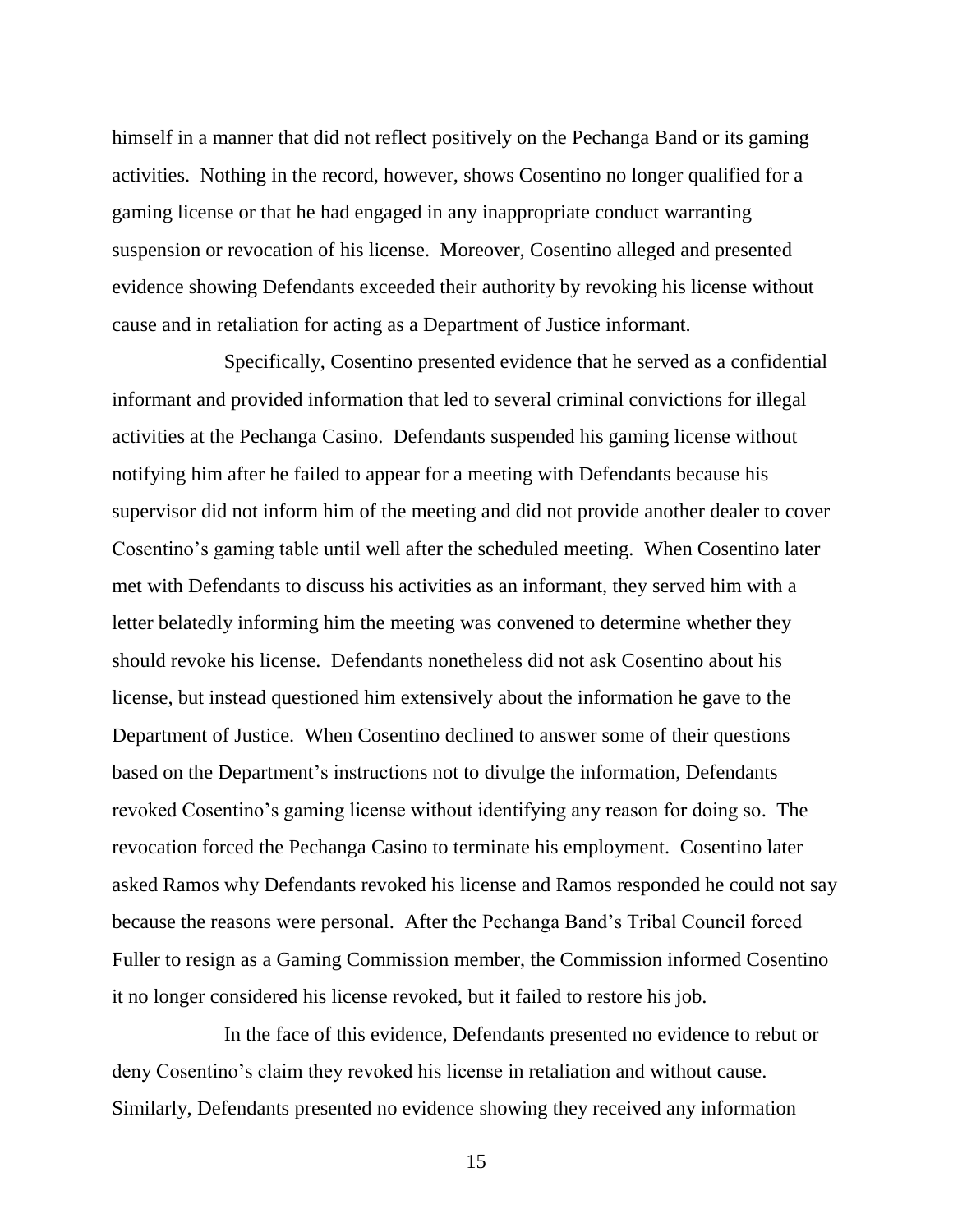himself in a manner that did not reflect positively on the Pechanga Band or its gaming activities. Nothing in the record, however, shows Cosentino no longer qualified for a gaming license or that he had engaged in any inappropriate conduct warranting suspension or revocation of his license. Moreover, Cosentino alleged and presented evidence showing Defendants exceeded their authority by revoking his license without cause and in retaliation for acting as a Department of Justice informant.

Specifically, Cosentino presented evidence that he served as a confidential informant and provided information that led to several criminal convictions for illegal activities at the Pechanga Casino. Defendants suspended his gaming license without notifying him after he failed to appear for a meeting with Defendants because his supervisor did not inform him of the meeting and did not provide another dealer to cover Cosentino's gaming table until well after the scheduled meeting. When Cosentino later met with Defendants to discuss his activities as an informant, they served him with a letter belatedly informing him the meeting was convened to determine whether they should revoke his license. Defendants nonetheless did not ask Cosentino about his license, but instead questioned him extensively about the information he gave to the Department of Justice. When Cosentino declined to answer some of their questions based on the Department's instructions not to divulge the information, Defendants revoked Cosentino's gaming license without identifying any reason for doing so. The revocation forced the Pechanga Casino to terminate his employment. Cosentino later asked Ramos why Defendants revoked his license and Ramos responded he could not say because the reasons were personal. After the Pechanga Band's Tribal Council forced Fuller to resign as a Gaming Commission member, the Commission informed Cosentino it no longer considered his license revoked, but it failed to restore his job.

In the face of this evidence, Defendants presented no evidence to rebut or deny Cosentino's claim they revoked his license in retaliation and without cause. Similarly, Defendants presented no evidence showing they received any information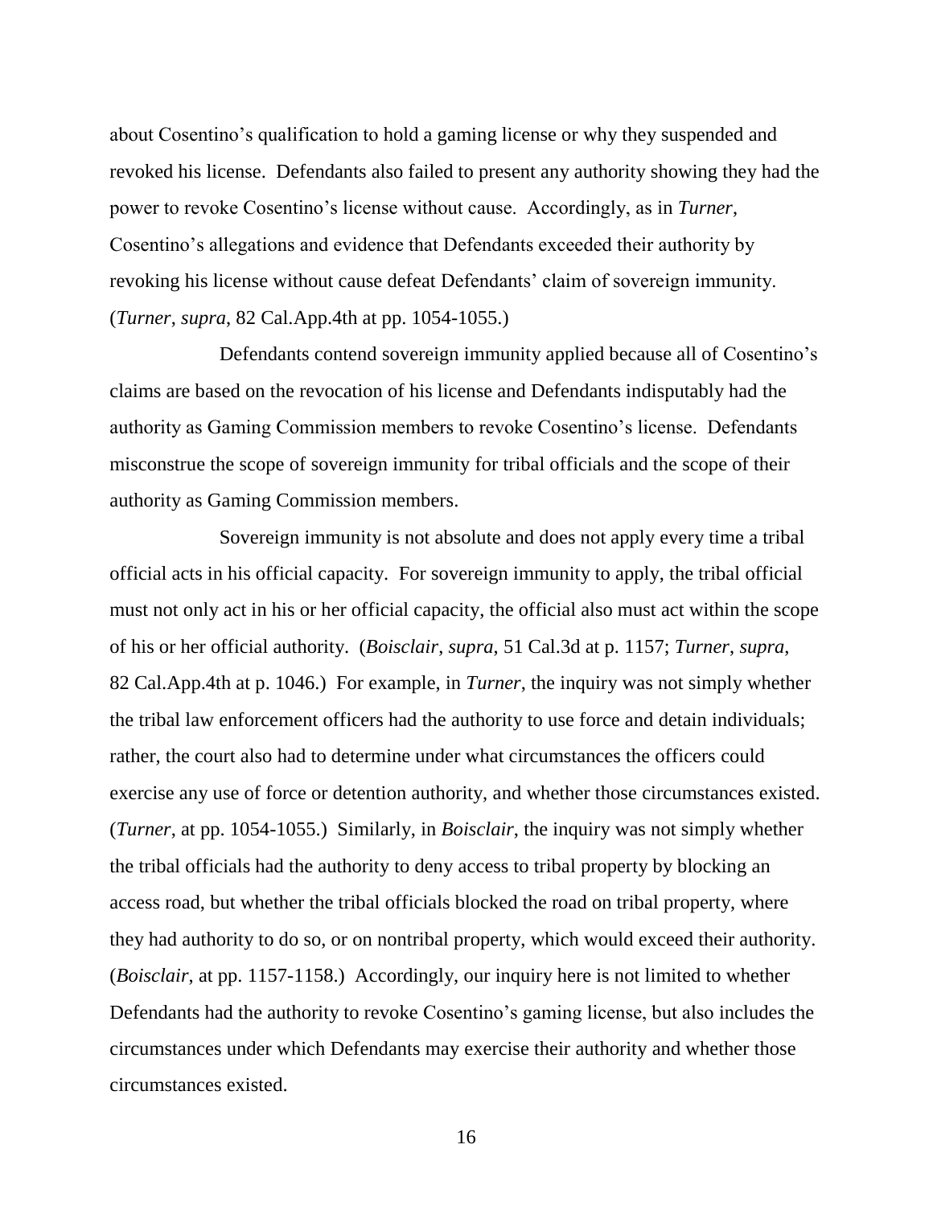about Cosentino's qualification to hold a gaming license or why they suspended and revoked his license. Defendants also failed to present any authority showing they had the power to revoke Cosentino's license without cause. Accordingly, as in *Turner*, Cosentino's allegations and evidence that Defendants exceeded their authority by revoking his license without cause defeat Defendants' claim of sovereign immunity. (*Turner*, *supra*, 82 Cal.App.4th at pp. 1054-1055.)

Defendants contend sovereign immunity applied because all of Cosentino's claims are based on the revocation of his license and Defendants indisputably had the authority as Gaming Commission members to revoke Cosentino's license. Defendants misconstrue the scope of sovereign immunity for tribal officials and the scope of their authority as Gaming Commission members.

Sovereign immunity is not absolute and does not apply every time a tribal official acts in his official capacity. For sovereign immunity to apply, the tribal official must not only act in his or her official capacity, the official also must act within the scope of his or her official authority. (*Boisclair*, *supra*, 51 Cal.3d at p. 1157; *Turner*, *supra*, 82 Cal.App.4th at p. 1046.) For example, in *Turner*, the inquiry was not simply whether the tribal law enforcement officers had the authority to use force and detain individuals; rather, the court also had to determine under what circumstances the officers could exercise any use of force or detention authority, and whether those circumstances existed. (*Turner*, at pp. 1054-1055.) Similarly, in *Boisclair*, the inquiry was not simply whether the tribal officials had the authority to deny access to tribal property by blocking an access road, but whether the tribal officials blocked the road on tribal property, where they had authority to do so, or on nontribal property, which would exceed their authority. (*Boisclair*, at pp. 1157-1158.) Accordingly, our inquiry here is not limited to whether Defendants had the authority to revoke Cosentino's gaming license, but also includes the circumstances under which Defendants may exercise their authority and whether those circumstances existed.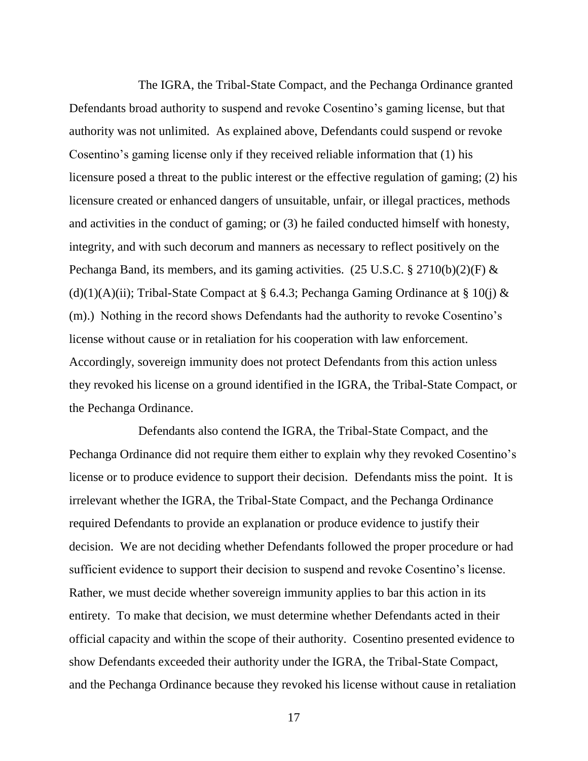The IGRA, the Tribal-State Compact, and the Pechanga Ordinance granted Defendants broad authority to suspend and revoke Cosentino's gaming license, but that authority was not unlimited. As explained above, Defendants could suspend or revoke Cosentino's gaming license only if they received reliable information that (1) his licensure posed a threat to the public interest or the effective regulation of gaming; (2) his licensure created or enhanced dangers of unsuitable, unfair, or illegal practices, methods and activities in the conduct of gaming; or (3) he failed conducted himself with honesty, integrity, and with such decorum and manners as necessary to reflect positively on the Pechanga Band, its members, and its gaming activities. (25 U.S.C. § 2710(b)(2)(F) & (d)(1)(A)(ii); Tribal-State Compact at § 6.4.3; Pechanga Gaming Ordinance at § 10(j) & (m).) Nothing in the record shows Defendants had the authority to revoke Cosentino's license without cause or in retaliation for his cooperation with law enforcement. Accordingly, sovereign immunity does not protect Defendants from this action unless they revoked his license on a ground identified in the IGRA, the Tribal-State Compact, or the Pechanga Ordinance.

Defendants also contend the IGRA, the Tribal-State Compact, and the Pechanga Ordinance did not require them either to explain why they revoked Cosentino's license or to produce evidence to support their decision. Defendants miss the point. It is irrelevant whether the IGRA, the Tribal-State Compact, and the Pechanga Ordinance required Defendants to provide an explanation or produce evidence to justify their decision. We are not deciding whether Defendants followed the proper procedure or had sufficient evidence to support their decision to suspend and revoke Cosentino's license. Rather, we must decide whether sovereign immunity applies to bar this action in its entirety. To make that decision, we must determine whether Defendants acted in their official capacity and within the scope of their authority. Cosentino presented evidence to show Defendants exceeded their authority under the IGRA, the Tribal-State Compact, and the Pechanga Ordinance because they revoked his license without cause in retaliation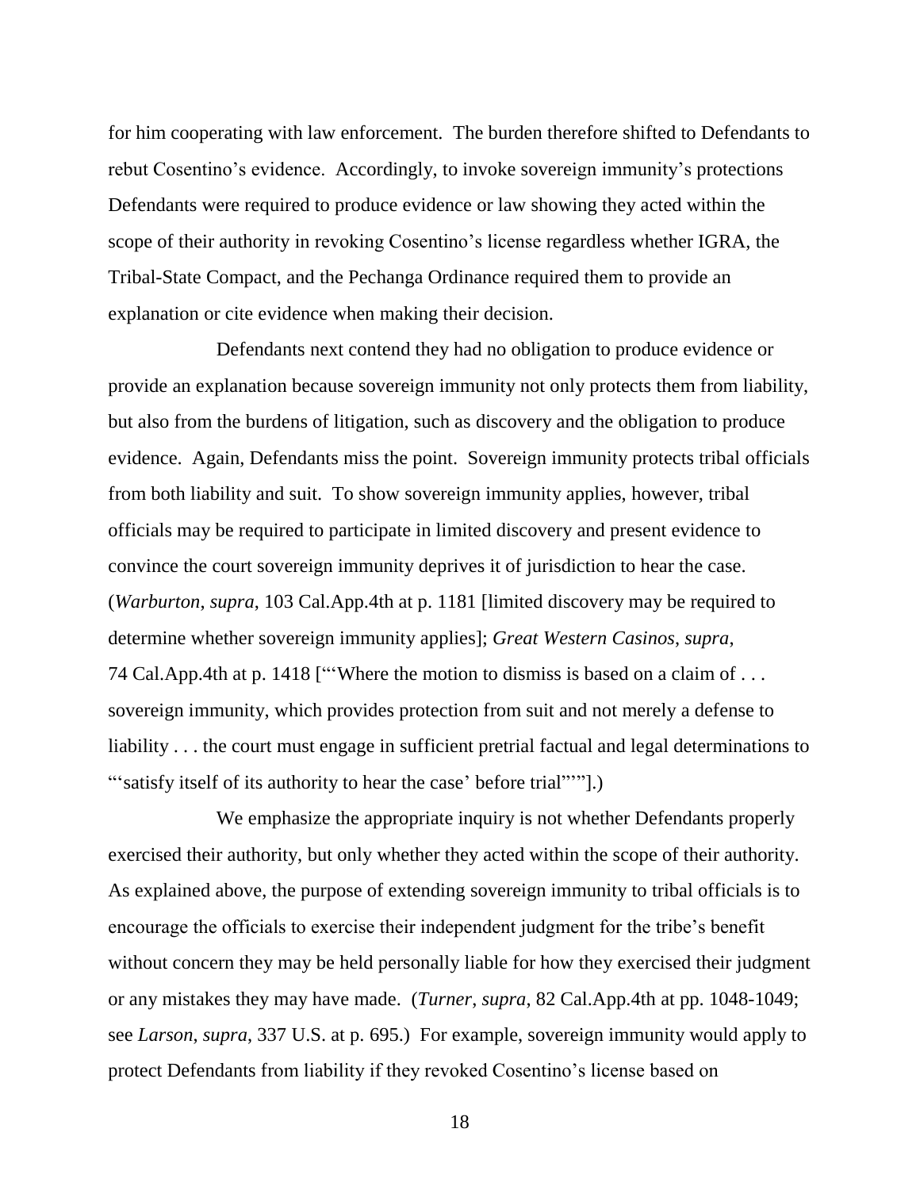for him cooperating with law enforcement. The burden therefore shifted to Defendants to rebut Cosentino's evidence. Accordingly, to invoke sovereign immunity's protections Defendants were required to produce evidence or law showing they acted within the scope of their authority in revoking Cosentino's license regardless whether IGRA, the Tribal-State Compact, and the Pechanga Ordinance required them to provide an explanation or cite evidence when making their decision.

Defendants next contend they had no obligation to produce evidence or provide an explanation because sovereign immunity not only protects them from liability, but also from the burdens of litigation, such as discovery and the obligation to produce evidence. Again, Defendants miss the point. Sovereign immunity protects tribal officials from both liability and suit. To show sovereign immunity applies, however, tribal officials may be required to participate in limited discovery and present evidence to convince the court sovereign immunity deprives it of jurisdiction to hear the case. (*Warburton*, *supra*, 103 Cal.App.4th at p. 1181 [limited discovery may be required to determine whether sovereign immunity applies]; *Great Western Casinos*, *supra*, 74 Cal.App.4th at p. 1418 ["'Where the motion to dismiss is based on a claim of . . . sovereign immunity, which provides protection from suit and not merely a defense to liability . . . the court must engage in sufficient pretrial factual and legal determinations to "'satisfy itself of its authority to hear the case' before trial"'"].)

We emphasize the appropriate inquiry is not whether Defendants properly exercised their authority, but only whether they acted within the scope of their authority. As explained above, the purpose of extending sovereign immunity to tribal officials is to encourage the officials to exercise their independent judgment for the tribe's benefit without concern they may be held personally liable for how they exercised their judgment or any mistakes they may have made. (*Turner*, *supra*, 82 Cal.App.4th at pp. 1048-1049; see *Larson*, *supra*, 337 U.S. at p. 695.) For example, sovereign immunity would apply to protect Defendants from liability if they revoked Cosentino's license based on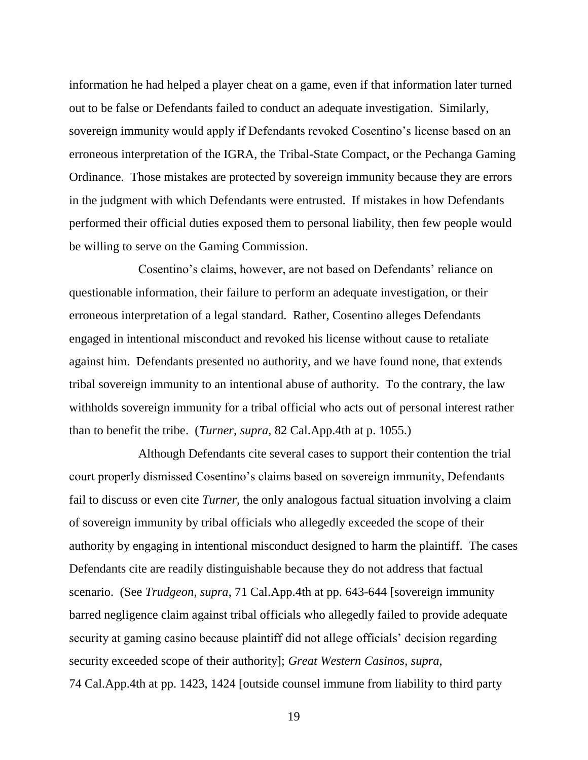information he had helped a player cheat on a game, even if that information later turned out to be false or Defendants failed to conduct an adequate investigation. Similarly, sovereign immunity would apply if Defendants revoked Cosentino's license based on an erroneous interpretation of the IGRA, the Tribal-State Compact, or the Pechanga Gaming Ordinance. Those mistakes are protected by sovereign immunity because they are errors in the judgment with which Defendants were entrusted. If mistakes in how Defendants performed their official duties exposed them to personal liability, then few people would be willing to serve on the Gaming Commission.

Cosentino's claims, however, are not based on Defendants' reliance on questionable information, their failure to perform an adequate investigation, or their erroneous interpretation of a legal standard. Rather, Cosentino alleges Defendants engaged in intentional misconduct and revoked his license without cause to retaliate against him. Defendants presented no authority, and we have found none, that extends tribal sovereign immunity to an intentional abuse of authority. To the contrary, the law withholds sovereign immunity for a tribal official who acts out of personal interest rather than to benefit the tribe. (*Turner*, *supra*, 82 Cal.App.4th at p. 1055.)

Although Defendants cite several cases to support their contention the trial court properly dismissed Cosentino's claims based on sovereign immunity, Defendants fail to discuss or even cite *Turner*, the only analogous factual situation involving a claim of sovereign immunity by tribal officials who allegedly exceeded the scope of their authority by engaging in intentional misconduct designed to harm the plaintiff. The cases Defendants cite are readily distinguishable because they do not address that factual scenario. (See *Trudgeon*, *supra*, 71 Cal.App.4th at pp. 643-644 [sovereign immunity barred negligence claim against tribal officials who allegedly failed to provide adequate security at gaming casino because plaintiff did not allege officials' decision regarding security exceeded scope of their authority]; *Great Western Casinos*, *supra*, 74 Cal.App.4th at pp. 1423, 1424 [outside counsel immune from liability to third party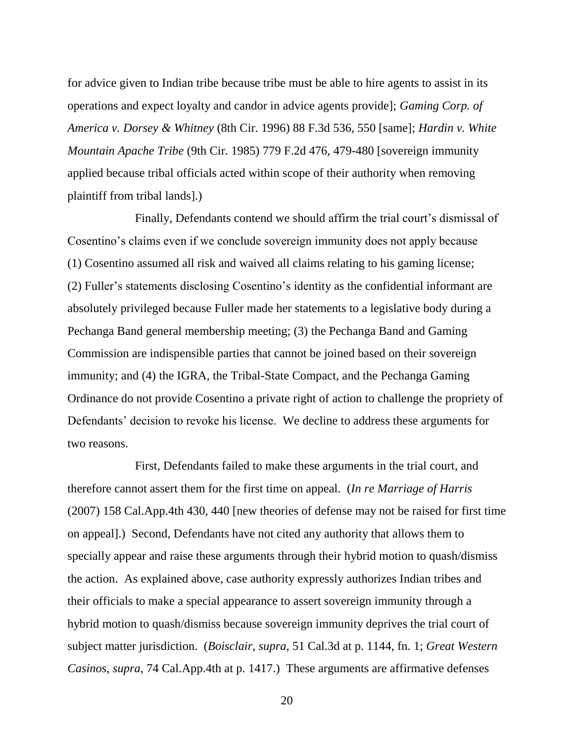for advice given to Indian tribe because tribe must be able to hire agents to assist in its operations and expect loyalty and candor in advice agents provide]; *Gaming Corp. of America v. Dorsey & Whitney* (8th Cir. 1996) 88 F.3d 536, 550 [same]; *Hardin v. White Mountain Apache Tribe* (9th Cir. 1985) 779 F.2d 476, 479-480 [sovereign immunity applied because tribal officials acted within scope of their authority when removing plaintiff from tribal lands].)

Finally, Defendants contend we should affirm the trial court's dismissal of Cosentino's claims even if we conclude sovereign immunity does not apply because (1) Cosentino assumed all risk and waived all claims relating to his gaming license; (2) Fuller's statements disclosing Cosentino's identity as the confidential informant are absolutely privileged because Fuller made her statements to a legislative body during a Pechanga Band general membership meeting; (3) the Pechanga Band and Gaming Commission are indispensible parties that cannot be joined based on their sovereign immunity; and (4) the IGRA, the Tribal-State Compact, and the Pechanga Gaming Ordinance do not provide Cosentino a private right of action to challenge the propriety of Defendants' decision to revoke his license. We decline to address these arguments for two reasons.

First, Defendants failed to make these arguments in the trial court, and therefore cannot assert them for the first time on appeal. (*In re Marriage of Harris* (2007) 158 Cal.App.4th 430, 440 [new theories of defense may not be raised for first time on appeal].) Second, Defendants have not cited any authority that allows them to specially appear and raise these arguments through their hybrid motion to quash/dismiss the action. As explained above, case authority expressly authorizes Indian tribes and their officials to make a special appearance to assert sovereign immunity through a hybrid motion to quash/dismiss because sovereign immunity deprives the trial court of subject matter jurisdiction. (*Boisclair*, *supra*, 51 Cal.3d at p. 1144, fn. 1; *Great Western Casinos*, *supra*, 74 Cal.App.4th at p. 1417.) These arguments are affirmative defenses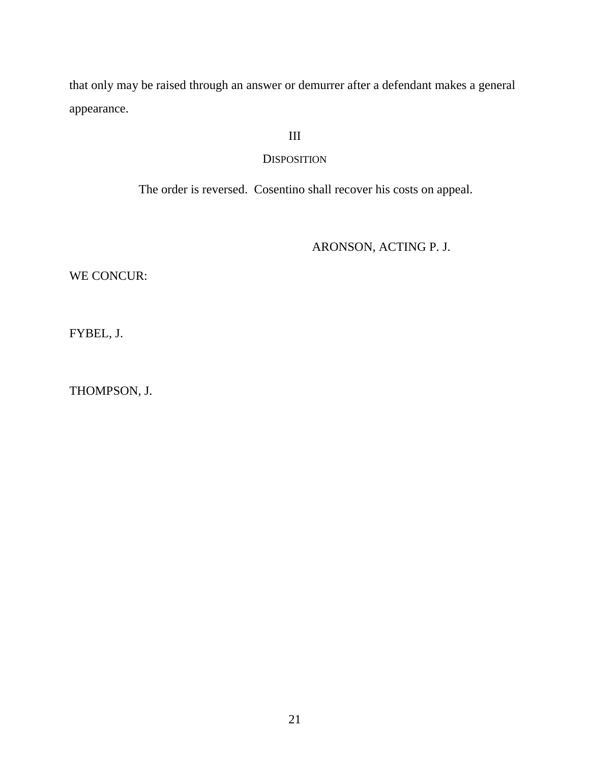that only may be raised through an answer or demurrer after a defendant makes a general appearance.

## III

## DISPOSITION

The order is reversed. Cosentino shall recover his costs on appeal.

ARONSON, ACTING P. J.

WE CONCUR:

FYBEL, J.

THOMPSON, J.